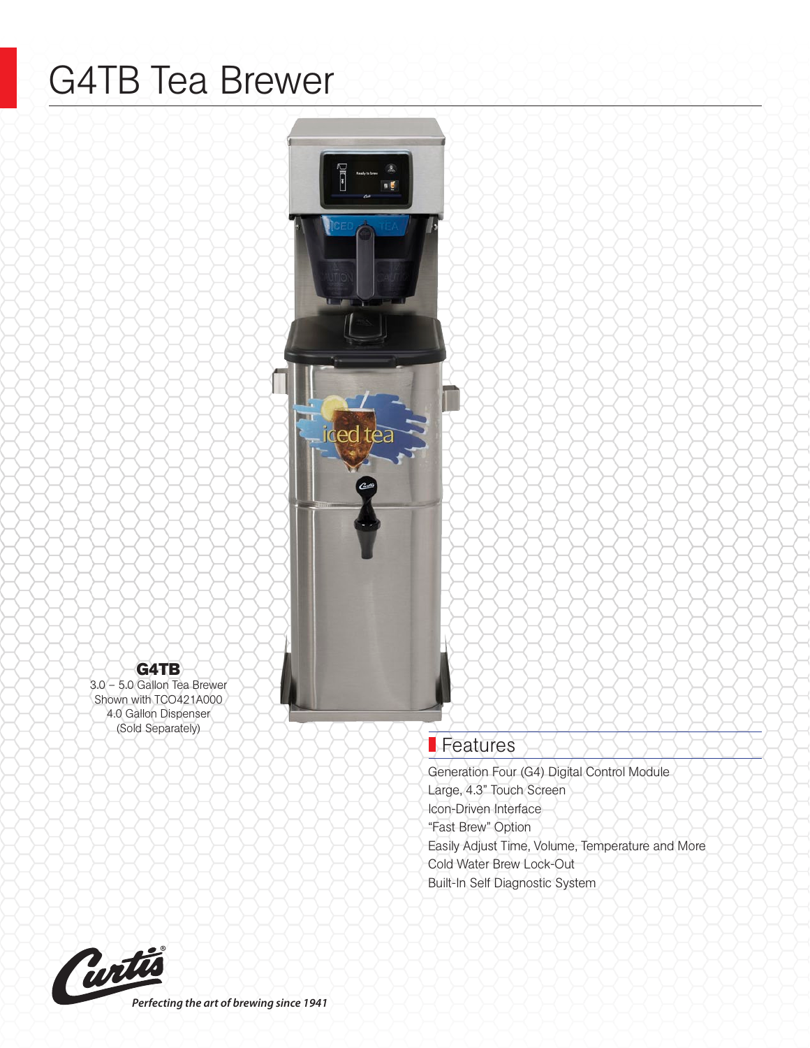# G4TB Tea Brewer

**G4TB**
3.0 – 5.0 Gallon Tea Brewer
Shown with TCO421A000
4.0 Gallon Dispenser
(Sold Separately)

## Features

Generation Four (G4) Digital Control Module
Large, 4.3" Touch Screen
Icon-Driven Interface
"Fast Brew" Option
Easily Adjust Time, Volume, Temperature and More
Cold Water Brew Lock-Out
Built-In Self Diagnostic System

Curtis®
*Perfecting the art of brewing since 1941*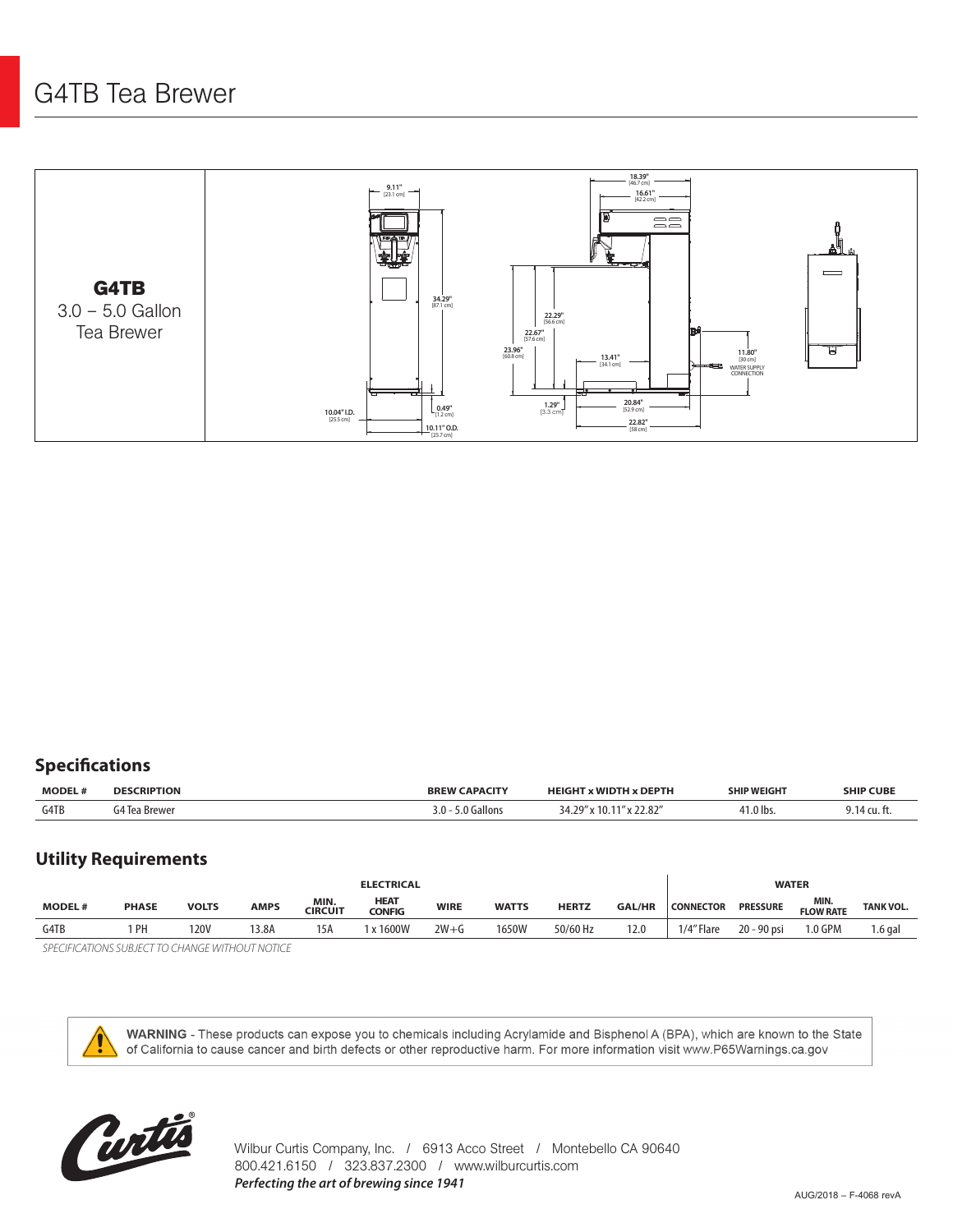# G4TB Tea Brewer

**G4TB**
3.0 – 5.0 Gallon
Tea Brewer

9.11"
[23.1 cm]
34.29"
[87.1 cm]
0.49"
[1.2 cm]
10.04" I.D.
[25.5 cm]
10.11" O.D.
[25.7 cm]
18.39"
[46.7 cm]
16.61"
[42.2 cm]
22.29"
[56.6 cm]
22.67"
[57.6 cm]
23.96"
[60.8 cm]
13.41"
[34.1 cm]
1.29"
[3.3 cm]
20.84"
[52.9 cm]
22.82"
[58 cm]
11.80"
[30 cm]
WATER SUPPLY CONNECTION

## Specifications

| MODEL # | DESCRIPTION | BREW CAPACITY | HEIGHT x WIDTH x DEPTH | SHIP WEIGHT | SHIP CUBE |
|---|---|---|---|---|---|
| G4TB | G4 Tea Brewer | 3.0 - 5.0 Gallons | 34.29" x 10.11" x 22.82" | 41.0 lbs. | 9.14 cu. ft. |

## Utility Requirements

| | ELECTRICAL | | | | | | | | | WATER | | | |
|---|---|---|---|---|---|---|---|---|---|---|---|---|---|
| MODEL # | PHASE | VOLTS | AMPS | MIN. CIRCUIT | HEAT CONFIG | WIRE | WATTS | HERTZ | GAL/HR | CONNECTOR | PRESSURE | MIN. FLOW RATE | TANK VOL. |
| G4TB | 1 PH | 120V | 13.8A | 15A | 1 x 1600W | 2W+G | 1650W | 50/60 Hz | 12.0 | 1/4" Flare | 20 - 90 psi | 1.0 GPM | 1.6 gal |

*SPECIFICATIONS SUBJECT TO CHANGE WITHOUT NOTICE*

**WARNING** - These products can expose you to chemicals including Acrylamide and Bisphenol A (BPA), which are known to the State of California to cause cancer and birth defects or other reproductive harm. For more information visit www.P65Warnings.ca.gov

Wilbur Curtis Company, Inc. / 6913 Acco Street / Montebello CA 90640
800.421.6150 / 323.837.2300 / www.wilburcurtis.com
***Perfecting the art of brewing since 1941***

AUG/2018 – F-4068 revA